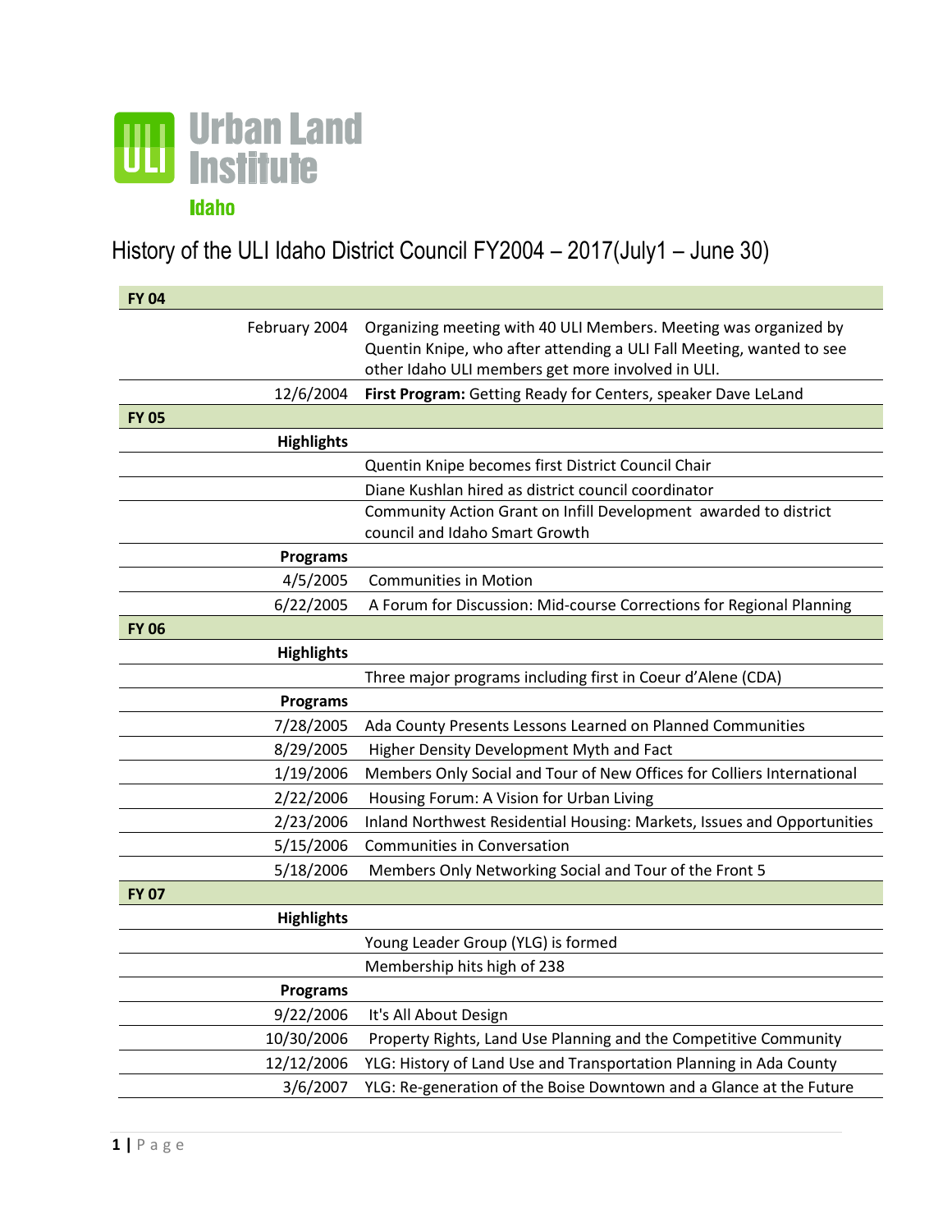Urban Land Institute

Idaho

# History of the ULI Idaho District Council FY2004 – 2017(July1 – June 30)

| **FY 04** | |
|---|---|
| February 2004 | Organizing meeting with 40 ULI Members. Meeting was organized by Quentin Knipe, who after attending a ULI Fall Meeting, wanted to see other Idaho ULI members get more involved in ULI. |
| 12/6/2004 | **First Program:** Getting Ready for Centers, speaker Dave LeLand |
| **FY 05** | |
| **Highlights** | |
| | Quentin Knipe becomes first District Council Chair |
| | Diane Kushlan hired as district council coordinator |
| | Community Action Grant on Infill Development awarded to district council and Idaho Smart Growth |
| **Programs** | |
| 4/5/2005 | Communities in Motion |
| 6/22/2005 | A Forum for Discussion: Mid-course Corrections for Regional Planning |
| **FY 06** | |
| **Highlights** | |
| | Three major programs including first in Coeur d'Alene (CDA) |
| **Programs** | |
| 7/28/2005 | Ada County Presents Lessons Learned on Planned Communities |
| 8/29/2005 | Higher Density Development Myth and Fact |
| 1/19/2006 | Members Only Social and Tour of New Offices for Colliers International |
| 2/22/2006 | Housing Forum: A Vision for Urban Living |
| 2/23/2006 | Inland Northwest Residential Housing: Markets, Issues and Opportunities |
| 5/15/2006 | Communities in Conversation |
| 5/18/2006 | Members Only Networking Social and Tour of the Front 5 |
| **FY 07** | |
| **Highlights** | |
| | Young Leader Group (YLG) is formed |
| | Membership hits high of 238 |
| **Programs** | |
| 9/22/2006 | It's All About Design |
| 10/30/2006 | Property Rights, Land Use Planning and the Competitive Community |
| 12/12/2006 | YLG: History of Land Use and Transportation Planning in Ada County |
| 3/6/2007 | YLG: Re-generation of the Boise Downtown and a Glance at the Future |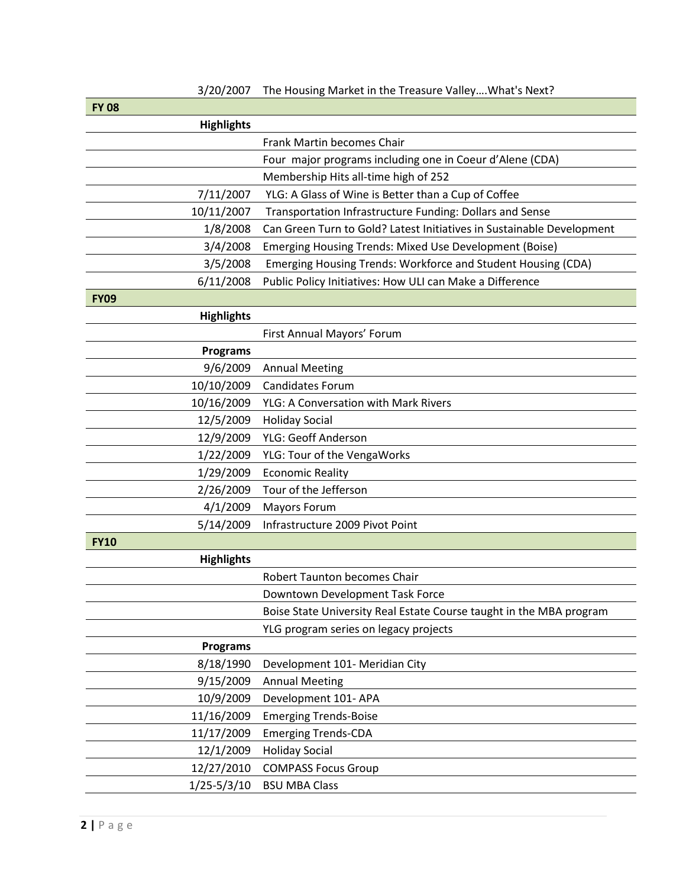| | |
|---|---|
| 3/20/2007 | The Housing Market in the Treasure Valley….What's Next? |
| **FY 08** | |
| **Highlights** | |
| | Frank Martin becomes Chair |
| | Four major programs including one in Coeur d'Alene (CDA) |
| | Membership Hits all-time high of 252 |
| 7/11/2007 | YLG: A Glass of Wine is Better than a Cup of Coffee |
| 10/11/2007 | Transportation Infrastructure Funding: Dollars and Sense |
| 1/8/2008 | Can Green Turn to Gold? Latest Initiatives in Sustainable Development |
| 3/4/2008 | Emerging Housing Trends: Mixed Use Development (Boise) |
| 3/5/2008 | Emerging Housing Trends: Workforce and Student Housing (CDA) |
| 6/11/2008 | Public Policy Initiatives: How ULI can Make a Difference |
| **FY09** | |
| **Highlights** | |
| | First Annual Mayors' Forum |
| **Programs** | |
| 9/6/2009 | Annual Meeting |
| 10/10/2009 | Candidates Forum |
| 10/16/2009 | YLG: A Conversation with Mark Rivers |
| 12/5/2009 | Holiday Social |
| 12/9/2009 | YLG: Geoff Anderson |
| 1/22/2009 | YLG: Tour of the VengaWorks |
| 1/29/2009 | Economic Reality |
| 2/26/2009 | Tour of the Jefferson |
| 4/1/2009 | Mayors Forum |
| 5/14/2009 | Infrastructure 2009 Pivot Point |
| **FY10** | |
| **Highlights** | |
| | Robert Taunton becomes Chair |
| | Downtown Development Task Force |
| | Boise State University Real Estate Course taught in the MBA program |
| | YLG program series on legacy projects |
| **Programs** | |
| 8/18/1990 | Development 101- Meridian City |
| 9/15/2009 | Annual Meeting |
| 10/9/2009 | Development 101- APA |
| 11/16/2009 | Emerging Trends-Boise |
| 11/17/2009 | Emerging Trends-CDA |
| 12/1/2009 | Holiday Social |
| 12/27/2010 | COMPASS Focus Group |
| 1/25-5/3/10 | BSU MBA Class |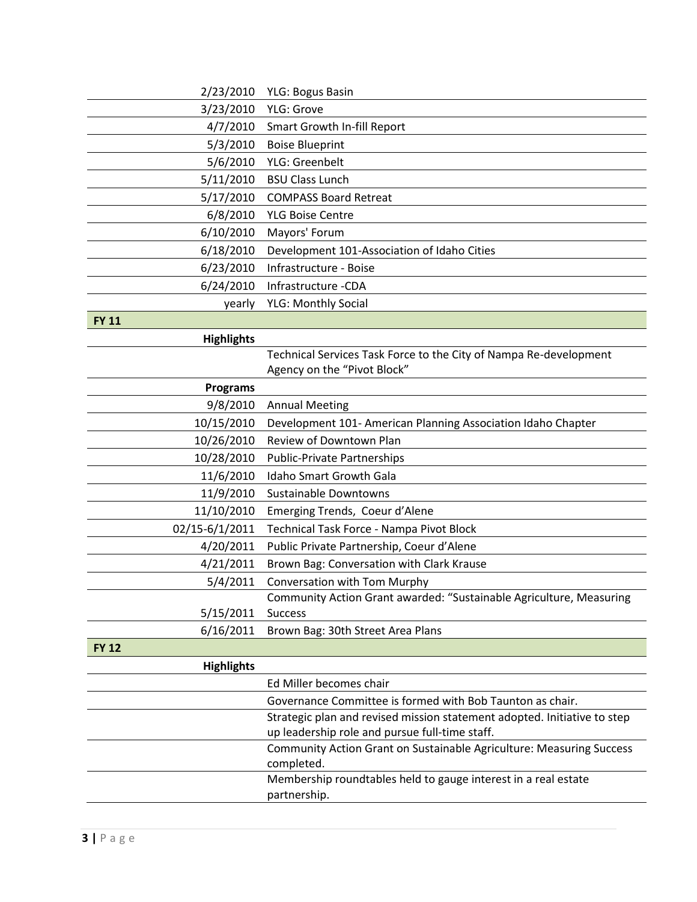| | |
|---|---|
| 2/23/2010 | YLG: Bogus Basin |
| 3/23/2010 | YLG: Grove |
| 4/7/2010 | Smart Growth In-fill Report |
| 5/3/2010 | Boise Blueprint |
| 5/6/2010 | YLG: Greenbelt |
| 5/11/2010 | BSU Class Lunch |
| 5/17/2010 | COMPASS Board Retreat |
| 6/8/2010 | YLG Boise Centre |
| 6/10/2010 | Mayors' Forum |
| 6/18/2010 | Development 101-Association of Idaho Cities |
| 6/23/2010 | Infrastructure - Boise |
| 6/24/2010 | Infrastructure -CDA |
| yearly | YLG: Monthly Social |
| **FY 11** | |
| **Highlights** | |
| | Technical Services Task Force to the City of Nampa Re-development Agency on the "Pivot Block" |
| **Programs** | |
| 9/8/2010 | Annual Meeting |
| 10/15/2010 | Development 101- American Planning Association Idaho Chapter |
| 10/26/2010 | Review of Downtown Plan |
| 10/28/2010 | Public-Private Partnerships |
| 11/6/2010 | Idaho Smart Growth Gala |
| 11/9/2010 | Sustainable Downtowns |
| 11/10/2010 | Emerging Trends, Coeur d'Alene |
| 02/15-6/1/2011 | Technical Task Force - Nampa Pivot Block |
| 4/20/2011 | Public Private Partnership, Coeur d'Alene |
| 4/21/2011 | Brown Bag: Conversation with Clark Krause |
| 5/4/2011 | Conversation with Tom Murphy |
| 5/15/2011 | Community Action Grant awarded: "Sustainable Agriculture, Measuring Success |
| 6/16/2011 | Brown Bag: 30th Street Area Plans |
| **FY 12** | |
| **Highlights** | |
| | Ed Miller becomes chair |
| | Governance Committee is formed with Bob Taunton as chair. |
| | Strategic plan and revised mission statement adopted. Initiative to step up leadership role and pursue full-time staff. |
| | Community Action Grant on Sustainable Agriculture: Measuring Success completed. |
| | Membership roundtables held to gauge interest in a real estate partnership. |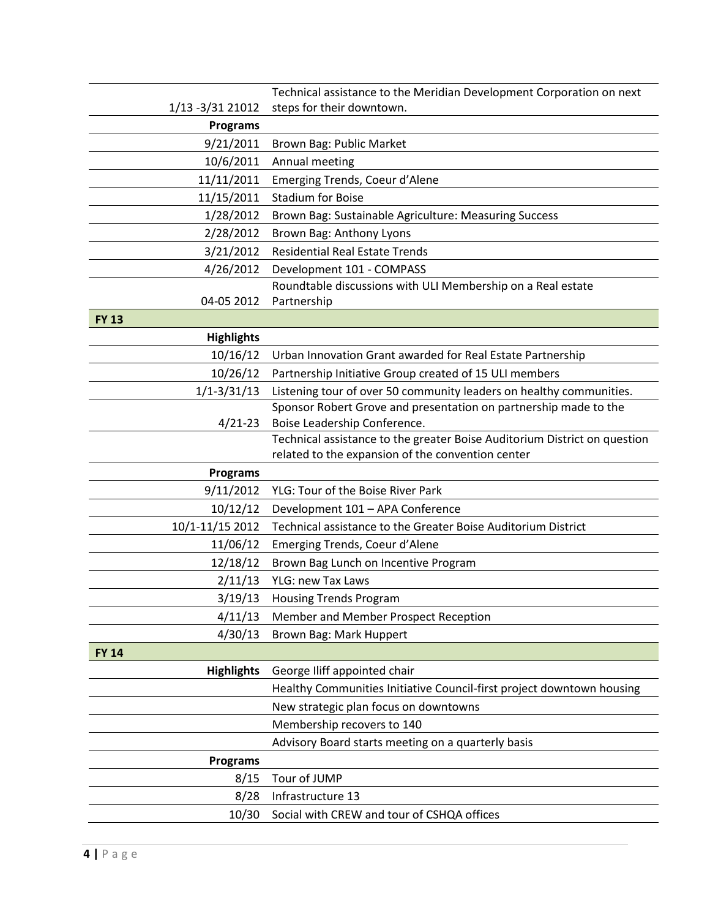| | |
|---|---|
| 1/13 -3/31 21012 | Technical assistance to the Meridian Development Corporation on next steps for their downtown. |
| **Programs** | |
| 9/21/2011 | Brown Bag: Public Market |
| 10/6/2011 | Annual meeting |
| 11/11/2011 | Emerging Trends, Coeur d'Alene |
| 11/15/2011 | Stadium for Boise |
| 1/28/2012 | Brown Bag: Sustainable Agriculture: Measuring Success |
| 2/28/2012 | Brown Bag: Anthony Lyons |
| 3/21/2012 | Residential Real Estate Trends |
| 4/26/2012 | Development 101 - COMPASS |
| 04-05 2012 | Roundtable discussions with ULI Membership on a Real estate Partnership |
| **FY 13** | |
| **Highlights** | |
| 10/16/12 | Urban Innovation Grant awarded for Real Estate Partnership |
| 10/26/12 | Partnership Initiative Group created of 15 ULI members |
| 1/1-3/31/13 | Listening tour of over 50 community leaders on healthy communities. |
| 4/21-23 | Sponsor Robert Grove and presentation on partnership made to the Boise Leadership Conference. |
| | Technical assistance to the greater Boise Auditorium District on question related to the expansion of the convention center |
| **Programs** | |
| 9/11/2012 | YLG: Tour of the Boise River Park |
| 10/12/12 | Development 101 – APA Conference |
| 10/1-11/15 2012 | Technical assistance to the Greater Boise Auditorium District |
| 11/06/12 | Emerging Trends, Coeur d'Alene |
| 12/18/12 | Brown Bag Lunch on Incentive Program |
| 2/11/13 | YLG: new Tax Laws |
| 3/19/13 | Housing Trends Program |
| 4/11/13 | Member and Member Prospect Reception |
| 4/30/13 | Brown Bag: Mark Huppert |
| **FY 14** | |
| **Highlights** | George Iliff appointed chair |
| | Healthy Communities Initiative Council-first project downtown housing |
| | New strategic plan focus on downtowns |
| | Membership recovers to 140 |
| | Advisory Board starts meeting on a quarterly basis |
| **Programs** | |
| 8/15 | Tour of JUMP |
| 8/28 | Infrastructure 13 |
| 10/30 | Social with CREW and tour of CSHQA offices |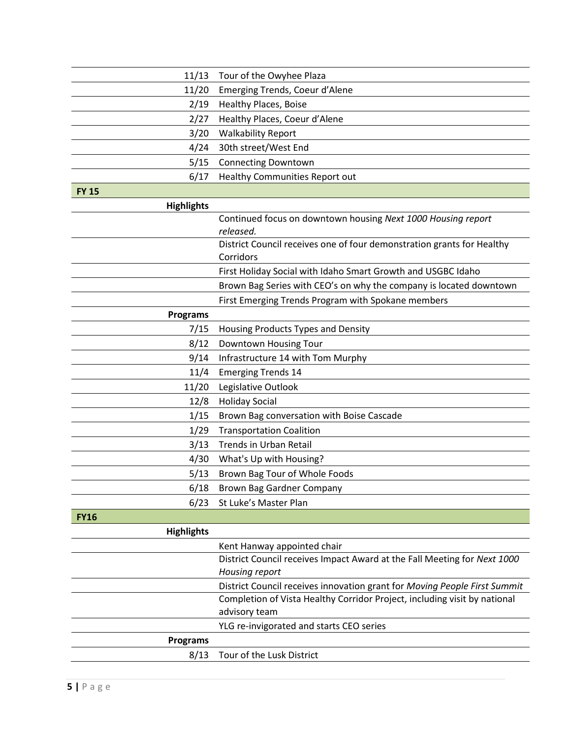| | |
|---|---|
| 11/13 | Tour of the Owyhee Plaza |
| 11/20 | Emerging Trends, Coeur d'Alene |
| 2/19 | Healthy Places, Boise |
| 2/27 | Healthy Places, Coeur d'Alene |
| 3/20 | Walkability Report |
| 4/24 | 30th street/West End |
| 5/15 | Connecting Downtown |
| 6/17 | Healthy Communities Report out |
| **FY 15** | |
| **Highlights** | |
| | Continued focus on downtown housing *Next 1000 Housing report released.* |
| | District Council receives one of four demonstration grants for Healthy Corridors |
| | First Holiday Social with Idaho Smart Growth and USGBC Idaho |
| | Brown Bag Series with CEO's on why the company is located downtown |
| | First Emerging Trends Program with Spokane members |
| **Programs** | |
| 7/15 | Housing Products Types and Density |
| 8/12 | Downtown Housing Tour |
| 9/14 | Infrastructure 14 with Tom Murphy |
| 11/4 | Emerging Trends 14 |
| 11/20 | Legislative Outlook |
| 12/8 | Holiday Social |
| 1/15 | Brown Bag conversation with Boise Cascade |
| 1/29 | Transportation Coalition |
| 3/13 | Trends in Urban Retail |
| 4/30 | What's Up with Housing? |
| 5/13 | Brown Bag Tour of Whole Foods |
| 6/18 | Brown Bag Gardner Company |
| 6/23 | St Luke's Master Plan |
| **FY16** | |
| **Highlights** | |
| | Kent Hanway appointed chair |
| | District Council receives Impact Award at the Fall Meeting for *Next 1000 Housing report* |
| | District Council receives innovation grant for *Moving People First Summit* |
| | Completion of Vista Healthy Corridor Project, including visit by national advisory team |
| | YLG re-invigorated and starts CEO series |
| **Programs** | |
| 8/13 | Tour of the Lusk District |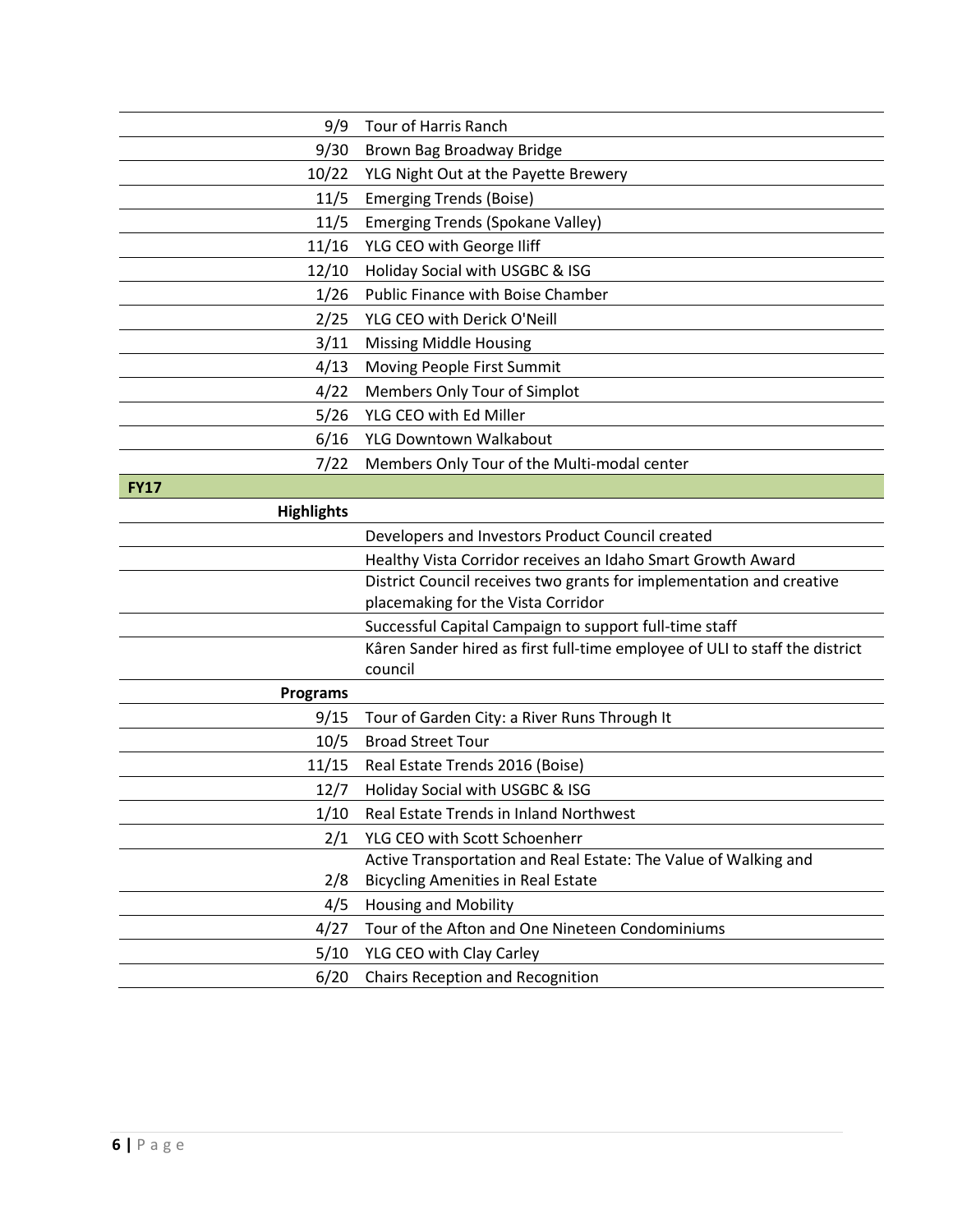| | |
|---|---|
| 9/9 | Tour of Harris Ranch |
| 9/30 | Brown Bag Broadway Bridge |
| 10/22 | YLG Night Out at the Payette Brewery |
| 11/5 | Emerging Trends (Boise) |
| 11/5 | Emerging Trends (Spokane Valley) |
| 11/16 | YLG CEO with George Iliff |
| 12/10 | Holiday Social with USGBC & ISG |
| 1/26 | Public Finance with Boise Chamber |
| 2/25 | YLG CEO with Derick O'Neill |
| 3/11 | Missing Middle Housing |
| 4/13 | Moving People First Summit |
| 4/22 | Members Only Tour of Simplot |
| 5/26 | YLG CEO with Ed Miller |
| 6/16 | YLG Downtown Walkabout |
| 7/22 | Members Only Tour of the Multi-modal center |
| **FY17** | |
| **Highlights** | |
| | Developers and Investors Product Council created |
| | Healthy Vista Corridor receives an Idaho Smart Growth Award |
| | District Council receives two grants for implementation and creative placemaking for the Vista Corridor |
| | Successful Capital Campaign to support full-time staff |
| | Kâren Sander hired as first full-time employee of ULI to staff the district council |
| **Programs** | |
| 9/15 | Tour of Garden City: a River Runs Through It |
| 10/5 | Broad Street Tour |
| 11/15 | Real Estate Trends 2016 (Boise) |
| 12/7 | Holiday Social with USGBC & ISG |
| 1/10 | Real Estate Trends in Inland Northwest |
| 2/1 | YLG CEO with Scott Schoenherr |
| 2/8 | Active Transportation and Real Estate: The Value of Walking and Bicycling Amenities in Real Estate |
| 4/5 | Housing and Mobility |
| 4/27 | Tour of the Afton and One Nineteen Condominiums |
| 5/10 | YLG CEO with Clay Carley |
| 6/20 | Chairs Reception and Recognition |